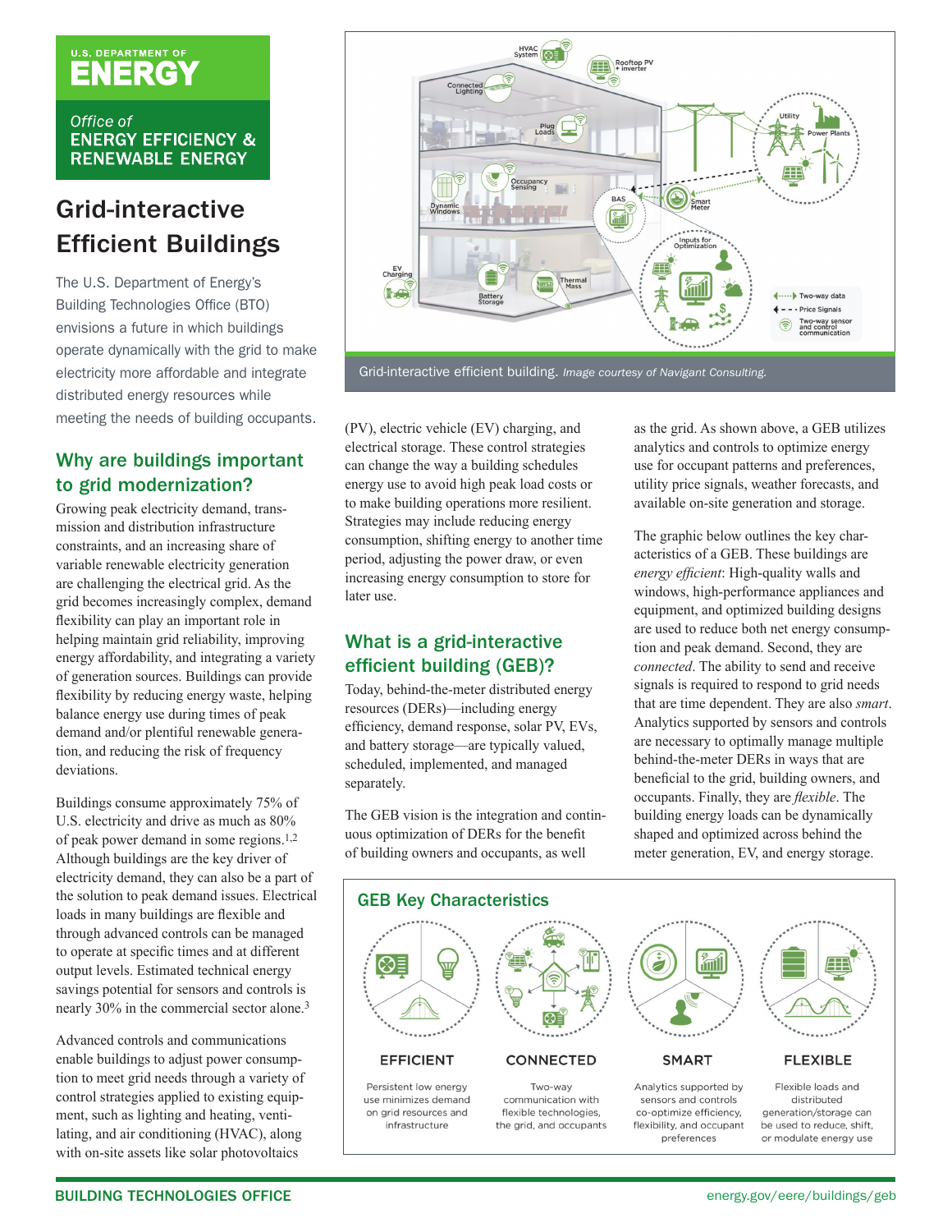U.S. DEPARTMENT OF ENERGY

Office of ENERGY EFFICIENCY & RENEWABLE ENERGY

# Grid-interactive Efficient Buildings

The U.S. Department of Energy's Building Technologies Office (BTO) envisions a future in which buildings operate dynamically with the grid to make electricity more affordable and integrate distributed energy resources while meeting the needs of building occupants.

Grid-interactive efficient building. *Image courtesy of Navigant Consulting.*

## Why are buildings important to grid modernization?

Growing peak electricity demand, transmission and distribution infrastructure constraints, and an increasing share of variable renewable electricity generation are challenging the electrical grid. As the grid becomes increasingly complex, demand flexibility can play an important role in helping maintain grid reliability, improving energy affordability, and integrating a variety of generation sources. Buildings can provide flexibility by reducing energy waste, helping balance energy use during times of peak demand and/or plentiful renewable generation, and reducing the risk of frequency deviations.

Buildings consume approximately 75% of U.S. electricity and drive as much as 80% of peak power demand in some regions.[1,2] Although buildings are the key driver of electricity demand, they can also be a part of the solution to peak demand issues. Electrical loads in many buildings are flexible and through advanced controls can be managed to operate at specific times and at different output levels. Estimated technical energy savings potential for sensors and controls is nearly 30% in the commercial sector alone.[3]

Advanced controls and communications enable buildings to adjust power consumption to meet grid needs through a variety of control strategies applied to existing equipment, such as lighting and heating, ventilating, and air conditioning (HVAC), along with on-site assets like solar photovoltaics (PV), electric vehicle (EV) charging, and electrical storage. These control strategies can change the way a building schedules energy use to avoid high peak load costs or to make building operations more resilient. Strategies may include reducing energy consumption, shifting energy to another time period, adjusting the power draw, or even increasing energy consumption to store for later use.

## What is a grid-interactive efficient building (GEB)?

Today, behind-the-meter distributed energy resources (DERs)—including energy efficiency, demand response, solar PV, EVs, and battery storage—are typically valued, scheduled, implemented, and managed separately.

The GEB vision is the integration and continuous optimization of DERs for the benefit of building owners and occupants, as well as the grid. As shown above, a GEB utilizes analytics and controls to optimize energy use for occupant patterns and preferences, utility price signals, weather forecasts, and available on-site generation and storage.

The graphic below outlines the key characteristics of a GEB. These buildings are *energy efficient*: High-quality walls and windows, high-performance appliances and equipment, and optimized building designs are used to reduce both net energy consumption and peak demand. Second, they are *connected*. The ability to send and receive signals is required to respond to grid needs that are time dependent. They are also *smart*. Analytics supported by sensors and controls are necessary to optimally manage multiple behind-the-meter DERs in ways that are beneficial to the grid, building owners, and occupants. Finally, they are *flexible*. The building energy loads can be dynamically shaped and optimized across behind the meter generation, EV, and energy storage.

## GEB Key Characteristics

**EFFICIENT**
Persistent low energy use minimizes demand on grid resources and infrastructure

**CONNECTED**
Two-way communication with flexible technologies, the grid, and occupants

**SMART**
Analytics supported by sensors and controls co-optimize efficiency, flexibility, and occupant preferences

**FLEXIBLE**
Flexible loads and distributed generation/storage can be used to reduce, shift, or modulate energy use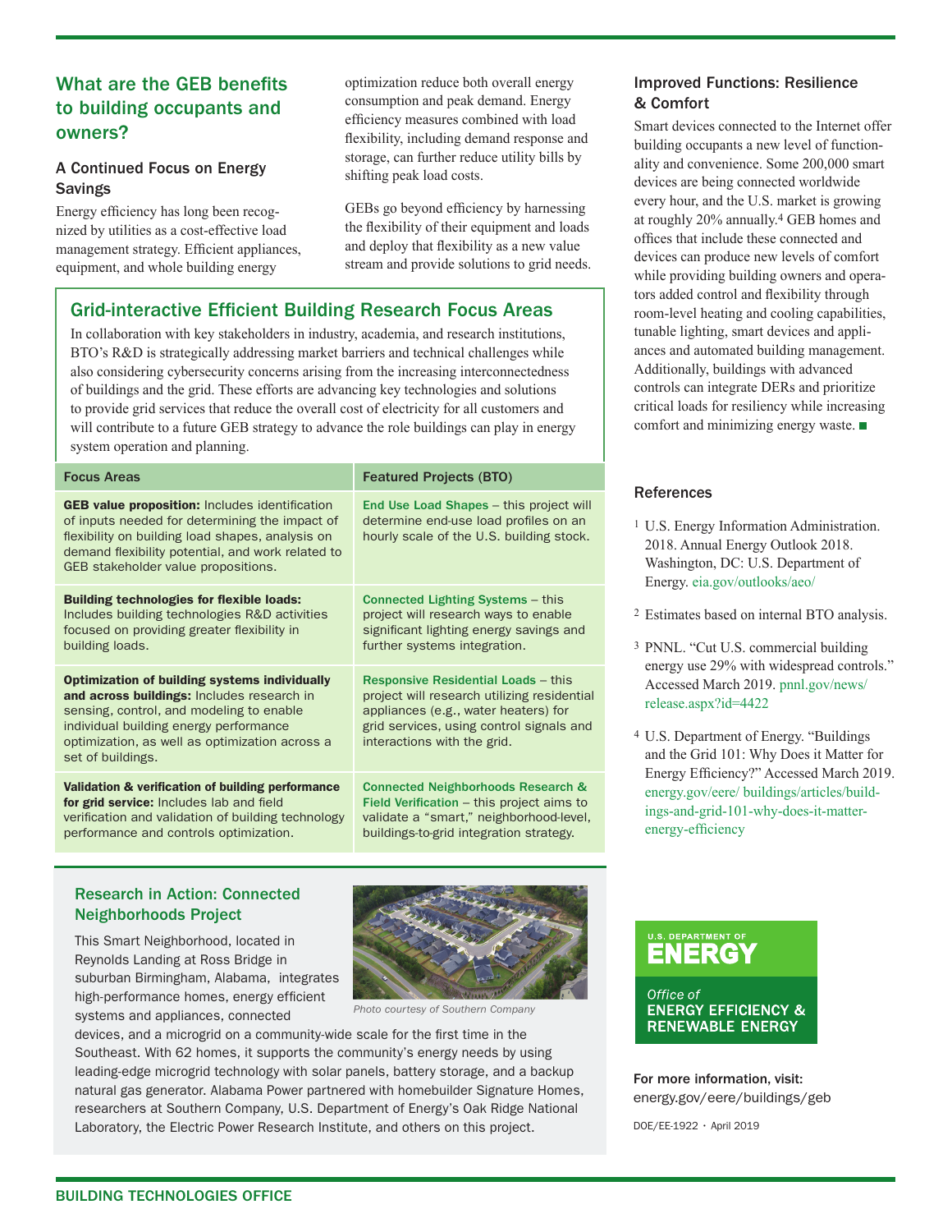## What are the GEB benefits to building occupants and owners?

### A Continued Focus on Energy Savings

Energy efficiency has long been recognized by utilities as a cost-effective load management strategy. Efficient appliances, equipment, and whole building energy optimization reduce both overall energy consumption and peak demand. Energy efficiency measures combined with load flexibility, including demand response and storage, can further reduce utility bills by shifting peak load costs.

GEBs go beyond efficiency by harnessing the flexibility of their equipment and loads and deploy that flexibility as a new value stream and provide solutions to grid needs.

### Improved Functions: Resilience & Comfort

Smart devices connected to the Internet offer building occupants a new level of functionality and convenience. Some 200,000 smart devices are being connected worldwide every hour, and the U.S. market is growing at roughly 20% annually.[4] GEB homes and offices that include these connected and devices can produce new levels of comfort while providing building owners and operators added control and flexibility through room-level heating and cooling capabilities, tunable lighting, smart devices and appliances and automated building management. Additionally, buildings with advanced controls can integrate DERs and prioritize critical loads for resiliency while increasing comfort and minimizing energy waste. ■

## Grid-interactive Efficient Building Research Focus Areas

In collaboration with key stakeholders in industry, academia, and research institutions, BTO's R&D is strategically addressing market barriers and technical challenges while also considering cybersecurity concerns arising from the increasing interconnectedness of buildings and the grid. These efforts are advancing key technologies and solutions to provide grid services that reduce the overall cost of electricity for all customers and will contribute to a future GEB strategy to advance the role buildings can play in energy system operation and planning.

| Focus Areas | Featured Projects (BTO) |
|---|---|
| **GEB value proposition:** Includes identification of inputs needed for determining the impact of flexibility on building load shapes, analysis on demand flexibility potential, and work related to GEB stakeholder value propositions. | **End Use Load Shapes** – this project will determine end-use load profiles on an hourly scale of the U.S. building stock. |
| **Building technologies for flexible loads:** Includes building technologies R&D activities focused on providing greater flexibility in building loads. | **Connected Lighting Systems** – this project will research ways to enable significant lighting energy savings and further systems integration. |
| **Optimization of building systems individually and across buildings:** Includes research in sensing, control, and modeling to enable individual building energy performance optimization, as well as optimization across a set of buildings. | **Responsive Residential Loads** – this project will research utilizing residential appliances (e.g., water heaters) for grid services, using control signals and interactions with the grid. |
| **Validation & verification of building performance for grid service:** Includes lab and field verification and validation of building technology performance and controls optimization. | **Connected Neighborhoods Research & Field Verification** – this project aims to validate a "smart," neighborhood-level, buildings-to-grid integration strategy. |

### Research in Action: Connected Neighborhoods Project

This Smart Neighborhood, located in Reynolds Landing at Ross Bridge in suburban Birmingham, Alabama, integrates high-performance homes, energy efficient systems and appliances, connected devices, and a microgrid on a community-wide scale for the first time in the Southeast. With 62 homes, it supports the community's energy needs by using leading-edge microgrid technology with solar panels, battery storage, and a backup natural gas generator. Alabama Power partnered with homebuilder Signature Homes, researchers at Southern Company, U.S. Department of Energy's Oak Ridge National Laboratory, the Electric Power Research Institute, and others on this project.

*Photo courtesy of Southern Company*

### References

1. U.S. Energy Information Administration. 2018. Annual Energy Outlook 2018. Washington, DC: U.S. Department of Energy. eia.gov/outlooks/aeo/
2. Estimates based on internal BTO analysis.
3. PNNL. "Cut U.S. commercial building energy use 29% with widespread controls." Accessed March 2019. pnnl.gov/news/release.aspx?id=4422
4. U.S. Department of Energy. "Buildings and the Grid 101: Why Does it Matter for Energy Efficiency?" Accessed March 2019. energy.gov/eere/ buildings/articles/buildings-and-grid-101-why-does-it-matter-energy-efficiency

U.S. DEPARTMENT OF ENERGY

*Office of* ENERGY EFFICIENCY & RENEWABLE ENERGY

For more information, visit:
energy.gov/eere/buildings/geb

DOE/EE-1922 • April 2019